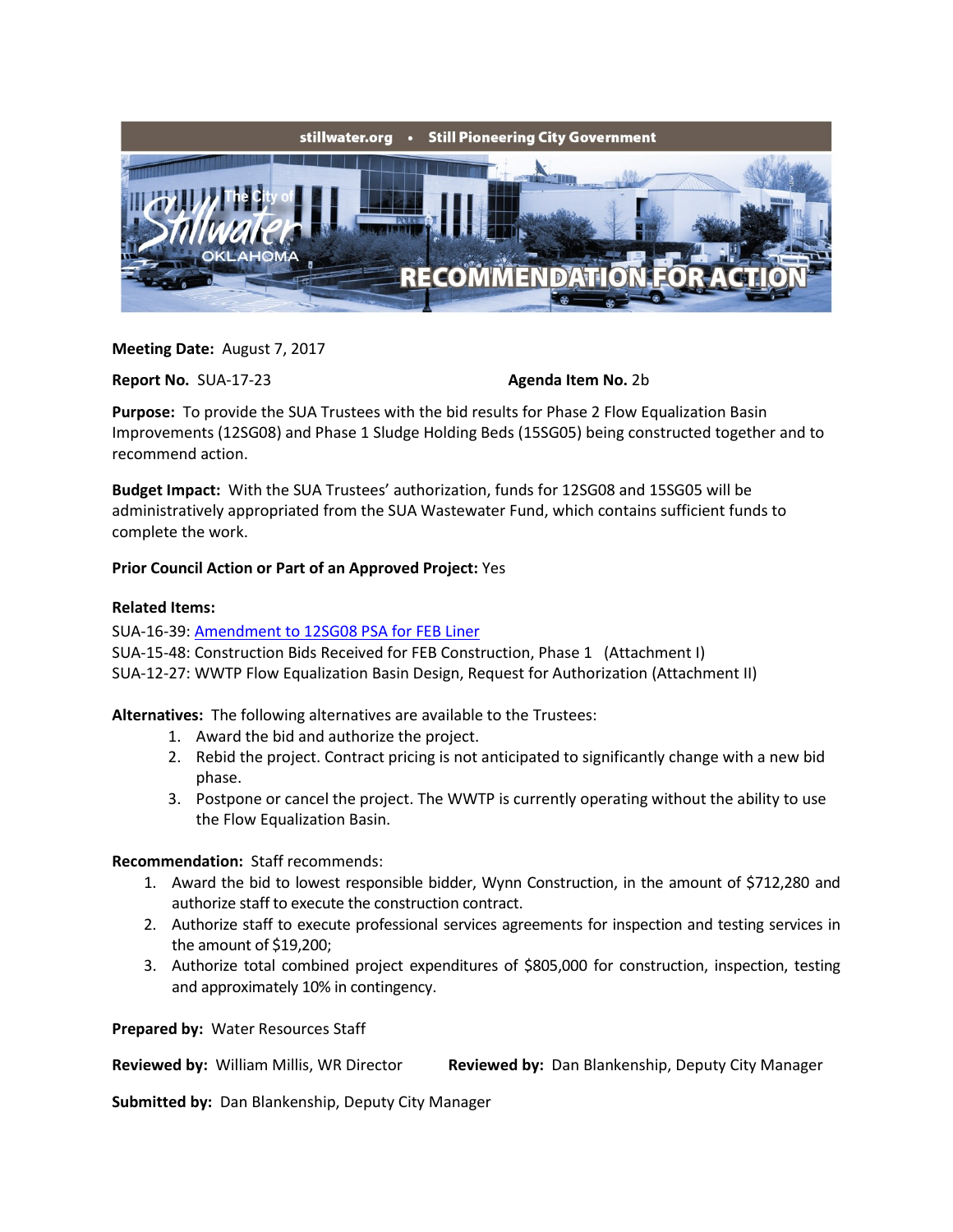stillwater.org • Still Pioneering City Government

The City of Stillwater OKLAHOMA

# RECOMMENDATION FOR ACTION

**Meeting Date:** August 7, 2017

**Report No.** SUA-17-23 **Agenda Item No.** 2b

**Purpose:** To provide the SUA Trustees with the bid results for Phase 2 Flow Equalization Basin Improvements (12SG08) and Phase 1 Sludge Holding Beds (15SG05) being constructed together and to recommend action.

**Budget Impact:** With the SUA Trustees' authorization, funds for 12SG08 and 15SG05 will be administratively appropriated from the SUA Wastewater Fund, which contains sufficient funds to complete the work.

**Prior Council Action or Part of an Approved Project:** Yes

**Related Items:**

SUA-16-39: Amendment to 12SG08 PSA for FEB Liner

SUA-15-48: Construction Bids Received for FEB Construction, Phase 1 (Attachment I)

SUA-12-27: WWTP Flow Equalization Basin Design, Request for Authorization (Attachment II)

**Alternatives:** The following alternatives are available to the Trustees:

1. Award the bid and authorize the project.
2. Rebid the project. Contract pricing is not anticipated to significantly change with a new bid phase.
3. Postpone or cancel the project. The WWTP is currently operating without the ability to use the Flow Equalization Basin.

**Recommendation:** Staff recommends:

1. Award the bid to lowest responsible bidder, Wynn Construction, in the amount of $712,280 and authorize staff to execute the construction contract.
2. Authorize staff to execute professional services agreements for inspection and testing services in the amount of $19,200;
3. Authorize total combined project expenditures of $805,000 for construction, inspection, testing and approximately 10% in contingency.

**Prepared by:** Water Resources Staff

**Reviewed by:** William Millis, WR Director **Reviewed by:** Dan Blankenship, Deputy City Manager

**Submitted by:** Dan Blankenship, Deputy City Manager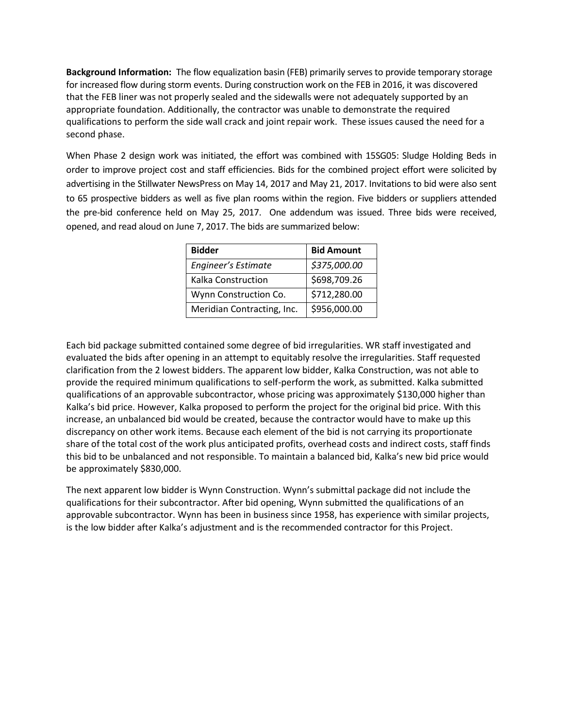**Background Information:** The flow equalization basin (FEB) primarily serves to provide temporary storage for increased flow during storm events. During construction work on the FEB in 2016, it was discovered that the FEB liner was not properly sealed and the sidewalls were not adequately supported by an appropriate foundation. Additionally, the contractor was unable to demonstrate the required qualifications to perform the side wall crack and joint repair work. These issues caused the need for a second phase.

When Phase 2 design work was initiated, the effort was combined with 15SG05: Sludge Holding Beds in order to improve project cost and staff efficiencies. Bids for the combined project effort were solicited by advertising in the Stillwater NewsPress on May 14, 2017 and May 21, 2017. Invitations to bid were also sent to 65 prospective bidders as well as five plan rooms within the region. Five bidders or suppliers attended the pre-bid conference held on May 25, 2017. One addendum was issued. Three bids were received, opened, and read aloud on June 7, 2017. The bids are summarized below:

| **Bidder** | **Bid Amount** |
|---|---|
| *Engineer's Estimate* | *$375,000.00* |
| Kalka Construction | $698,709.26 |
| Wynn Construction Co. | $712,280.00 |
| Meridian Contracting, Inc. | $956,000.00 |

Each bid package submitted contained some degree of bid irregularities. WR staff investigated and evaluated the bids after opening in an attempt to equitably resolve the irregularities. Staff requested clarification from the 2 lowest bidders. The apparent low bidder, Kalka Construction, was not able to provide the required minimum qualifications to self-perform the work, as submitted. Kalka submitted qualifications of an approvable subcontractor, whose pricing was approximately $130,000 higher than Kalka's bid price. However, Kalka proposed to perform the project for the original bid price. With this increase, an unbalanced bid would be created, because the contractor would have to make up this discrepancy on other work items. Because each element of the bid is not carrying its proportionate share of the total cost of the work plus anticipated profits, overhead costs and indirect costs, staff finds this bid to be unbalanced and not responsible. To maintain a balanced bid, Kalka's new bid price would be approximately $830,000.

The next apparent low bidder is Wynn Construction. Wynn's submittal package did not include the qualifications for their subcontractor. After bid opening, Wynn submitted the qualifications of an approvable subcontractor. Wynn has been in business since 1958, has experience with similar projects, is the low bidder after Kalka's adjustment and is the recommended contractor for this Project.